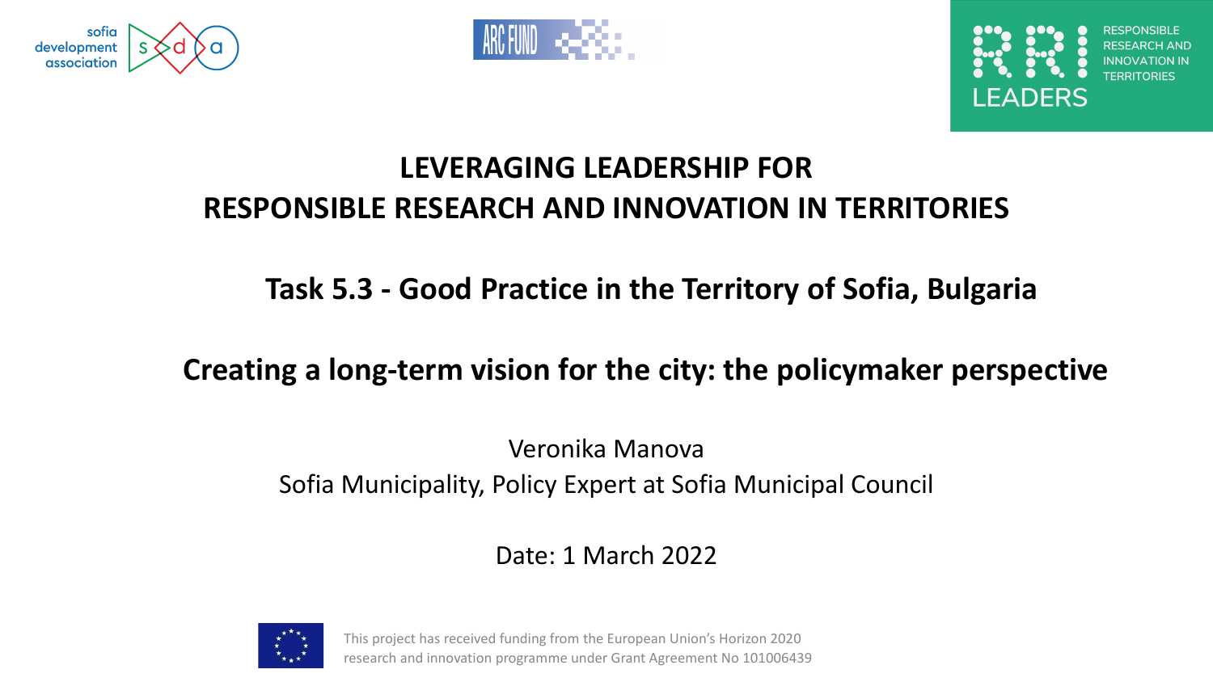sofia development association

ARC FUND

RRI LEADERS — RESPONSIBLE RESEARCH AND INNOVATION IN TERRITORIES

# LEVERAGING LEADERSHIP FOR RESPONSIBLE RESEARCH AND INNOVATION IN TERRITORIES

## Task 5.3 - Good Practice in the Territory of Sofia, Bulgaria

## Creating a long-term vision for the city: the policymaker perspective

Veronika Manova

Sofia Municipality, Policy Expert at Sofia Municipal Council

Date: 1 March 2022

This project has received funding from the European Union's Horizon 2020 research and innovation programme under Grant Agreement No 101006439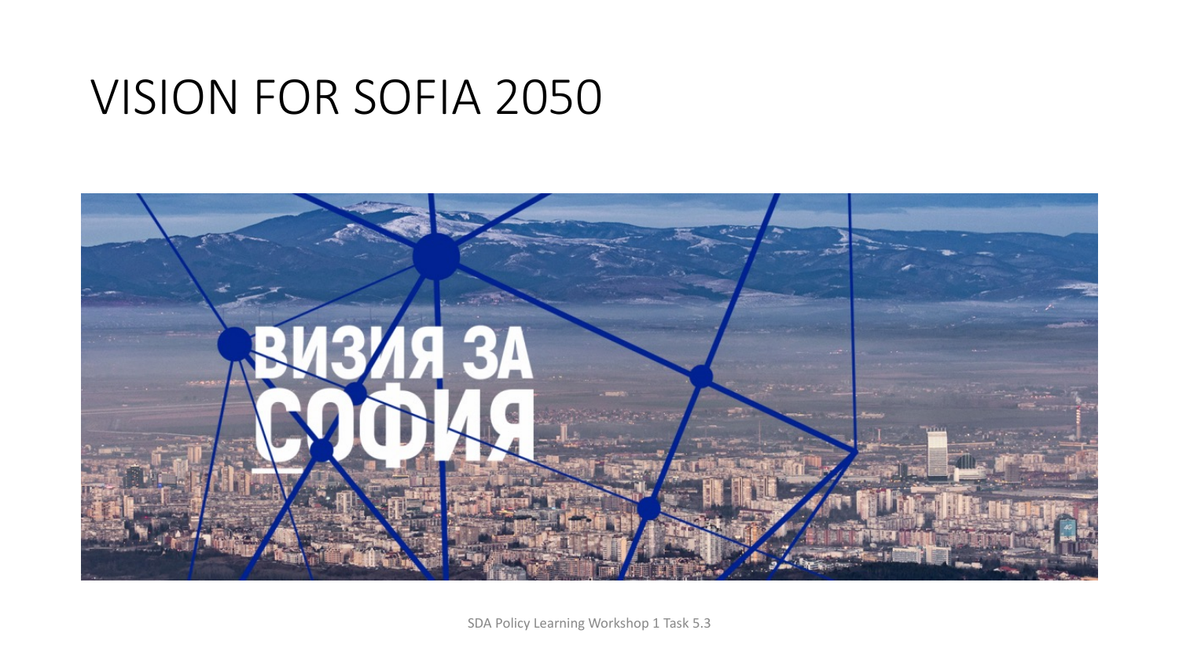# VISION FOR SOFIA 2050

ВИЗИЯ ЗА СОФИЯ

SDA Policy Learning Workshop 1 Task 5.3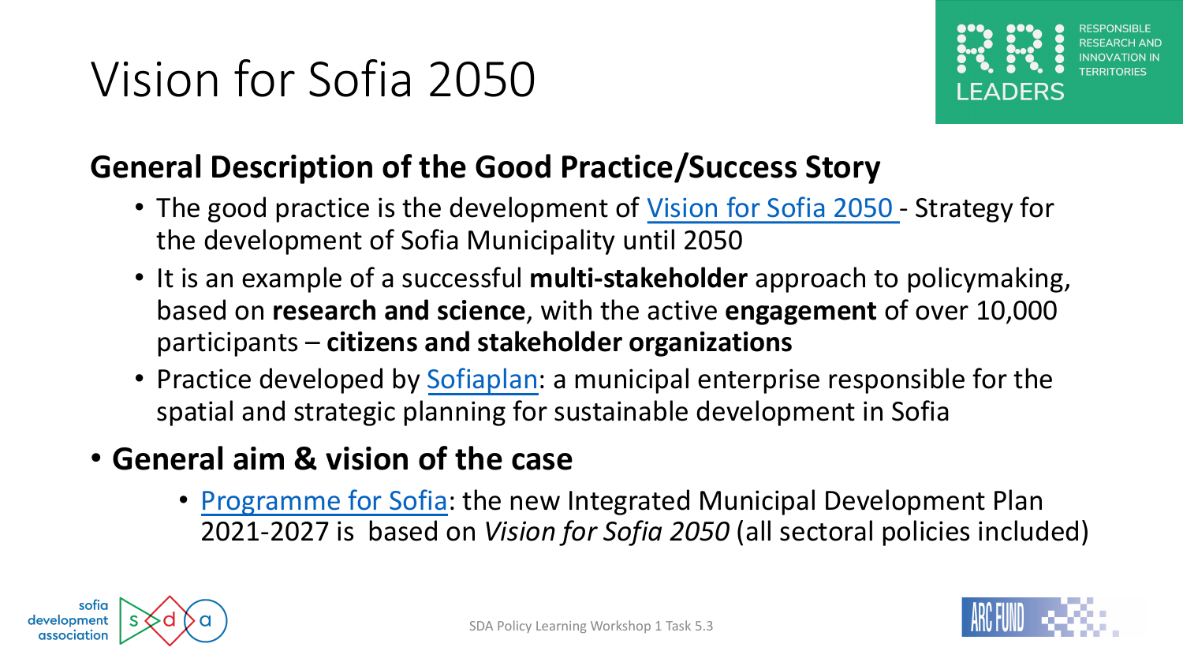# Vision for Sofia 2050

## General Description of the Good Practice/Success Story

- The good practice is the development of Vision for Sofia 2050 - Strategy for the development of Sofia Municipality until 2050
- It is an example of a successful **multi-stakeholder** approach to policymaking, based on **research and science**, with the active **engagement** of over 10,000 participants – **citizens and stakeholder organizations**
- Practice developed by Sofiaplan: a municipal enterprise responsible for the spatial and strategic planning for sustainable development in Sofia

- **General aim & vision of the case**
  - Programme for Sofia: the new Integrated Municipal Development Plan 2021-2027 is based on *Vision for Sofia 2050* (all sectoral policies included)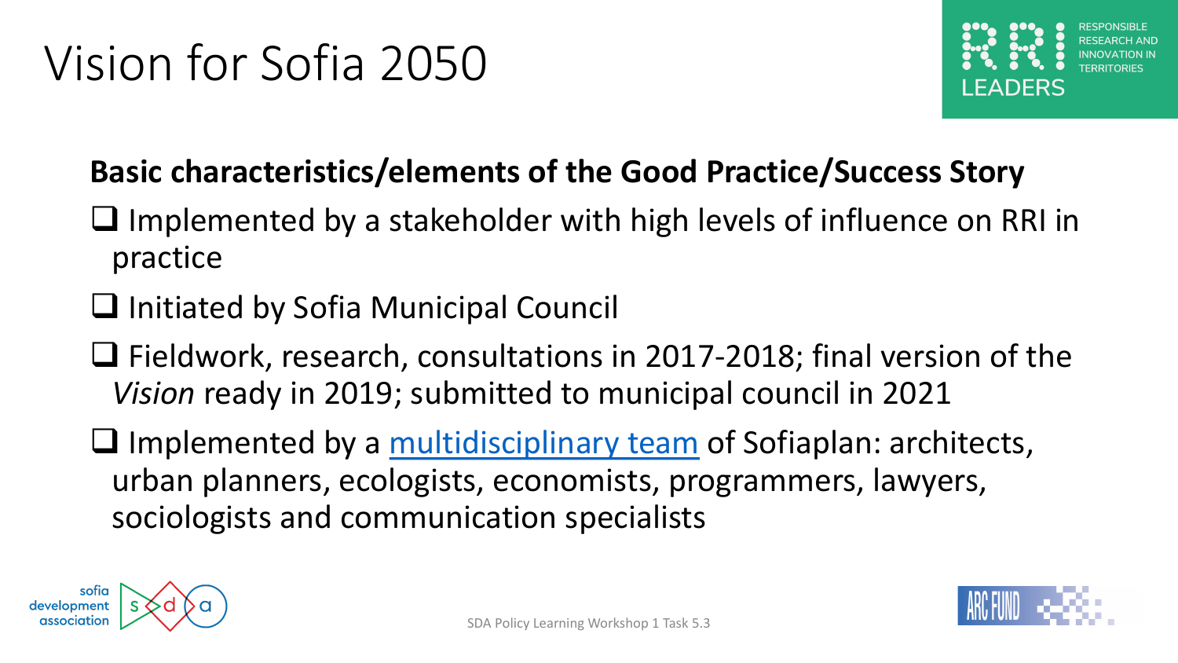# Vision for Sofia 2050

**Basic characteristics/elements of the Good Practice/Success Story**

- Implemented by a stakeholder with high levels of influence on RRI in practice
- Initiated by Sofia Municipal Council
- Fieldwork, research, consultations in 2017-2018; final version of the *Vision* ready in 2019; submitted to municipal council in 2021
- Implemented by a multidisciplinary team of Sofiaplan: architects, urban planners, ecologists, economists, programmers, lawyers, sociologists and communication specialists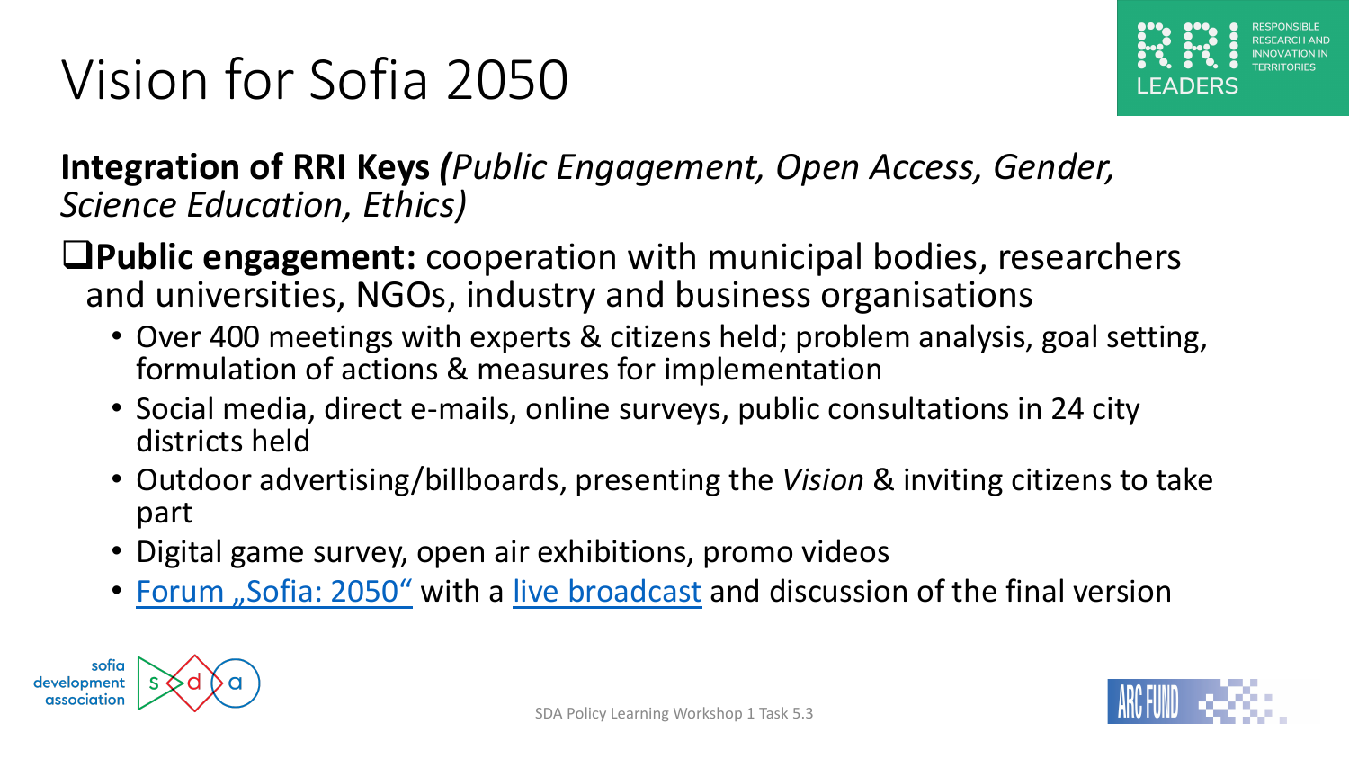# Vision for Sofia 2050

**Integration of RRI Keys *(Public Engagement, Open Access, Gender, Science Education, Ethics)***

- **Public engagement:** cooperation with municipal bodies, researchers and universities, NGOs, industry and business organisations
  - Over 400 meetings with experts & citizens held; problem analysis, goal setting, formulation of actions & measures for implementation
  - Social media, direct e-mails, online surveys, public consultations in 24 city districts held
  - Outdoor advertising/billboards, presenting the *Vision* & inviting citizens to take part
  - Digital game survey, open air exhibitions, promo videos
  - Forum „Sofia: 2050“ with a live broadcast and discussion of the final version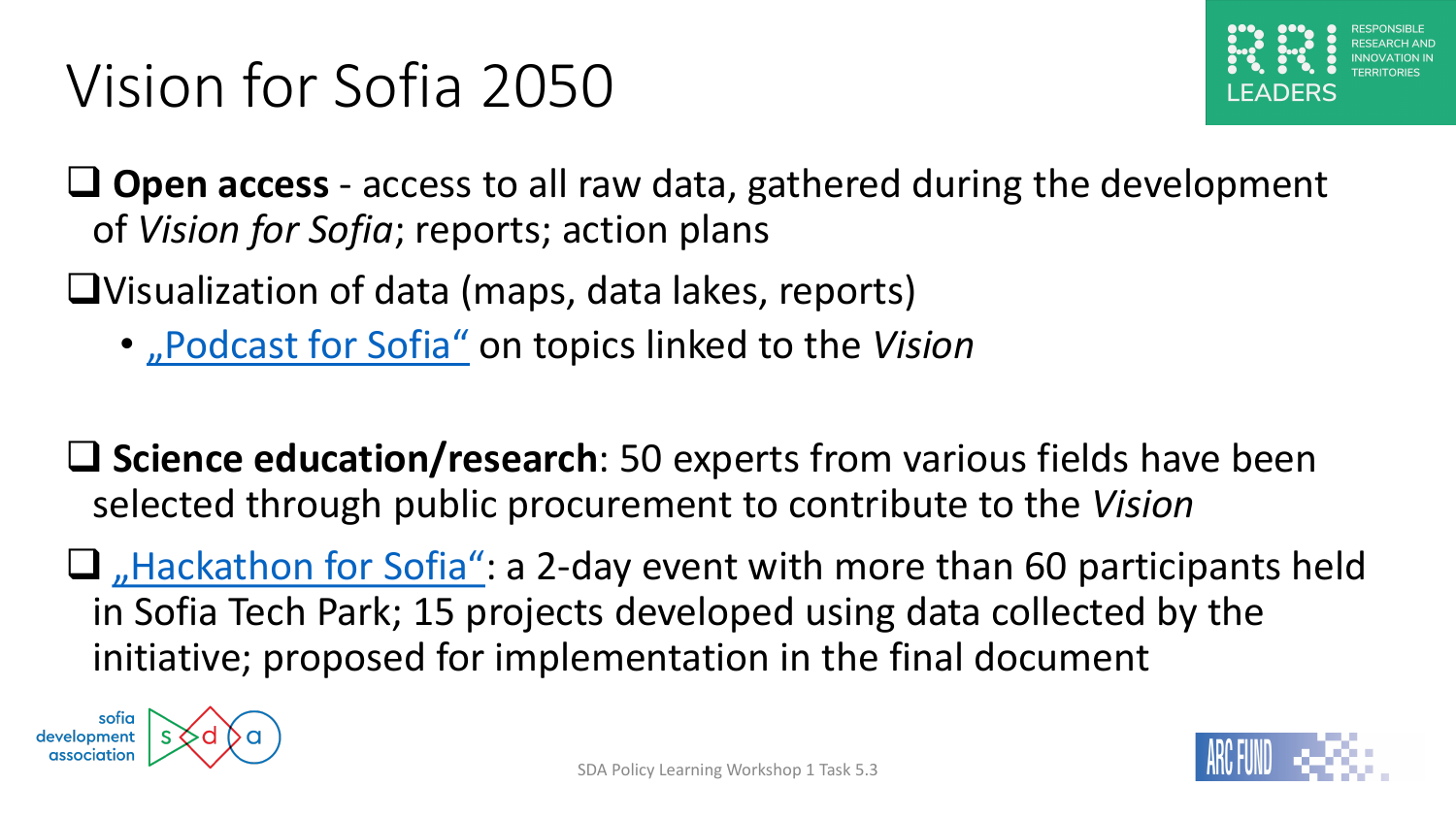# Vision for Sofia 2050

- ❑ **Open access** - access to all raw data, gathered during the development of *Vision for Sofia*; reports; action plans
- ❑ Visualization of data (maps, data lakes, reports)
  - „Podcast for Sofia" on topics linked to the *Vision*
- ❑ **Science education/research**: 50 experts from various fields have been selected through public procurement to contribute to the *Vision*
- ❑ „Hackathon for Sofia": a 2-day event with more than 60 participants held in Sofia Tech Park; 15 projects developed using data collected by the initiative; proposed for implementation in the final document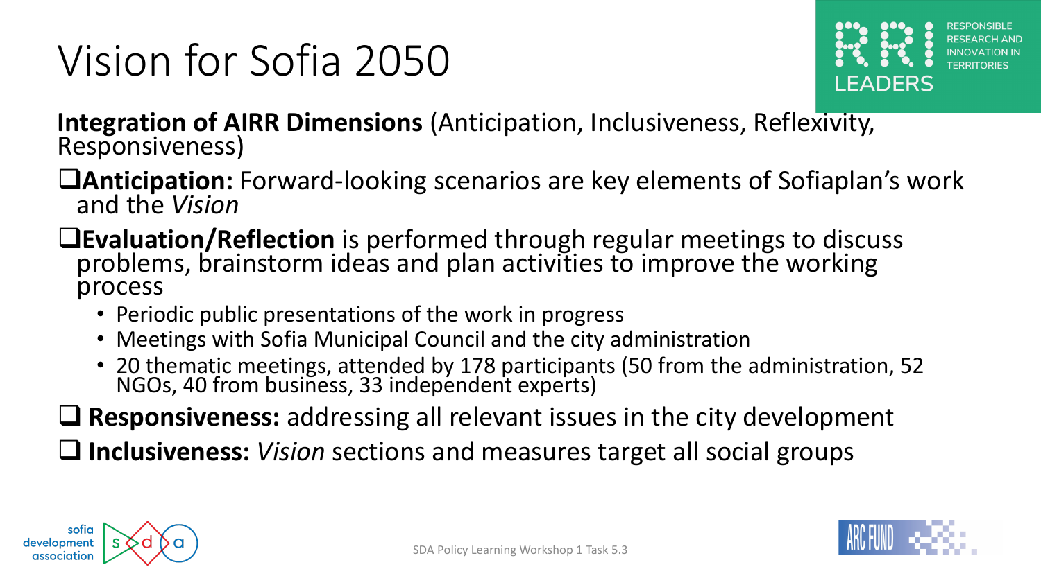# Vision for Sofia 2050

**Integration of AIRR Dimensions** (Anticipation, Inclusiveness, Reflexivity, Responsiveness)

- ❑ **Anticipation:** Forward-looking scenarios are key elements of Sofiaplan's work and the *Vision*
- ❑ **Evaluation/Reflection** is performed through regular meetings to discuss problems, brainstorm ideas and plan activities to improve the working process
  - Periodic public presentations of the work in progress
  - Meetings with Sofia Municipal Council and the city administration
  - 20 thematic meetings, attended by 178 participants (50 from the administration, 52 NGOs, 40 from business, 33 independent experts)
- ❑ **Responsiveness:** addressing all relevant issues in the city development
- ❑ **Inclusiveness:** *Vision* sections and measures target all social groups

SDA Policy Learning Workshop 1 Task 5.3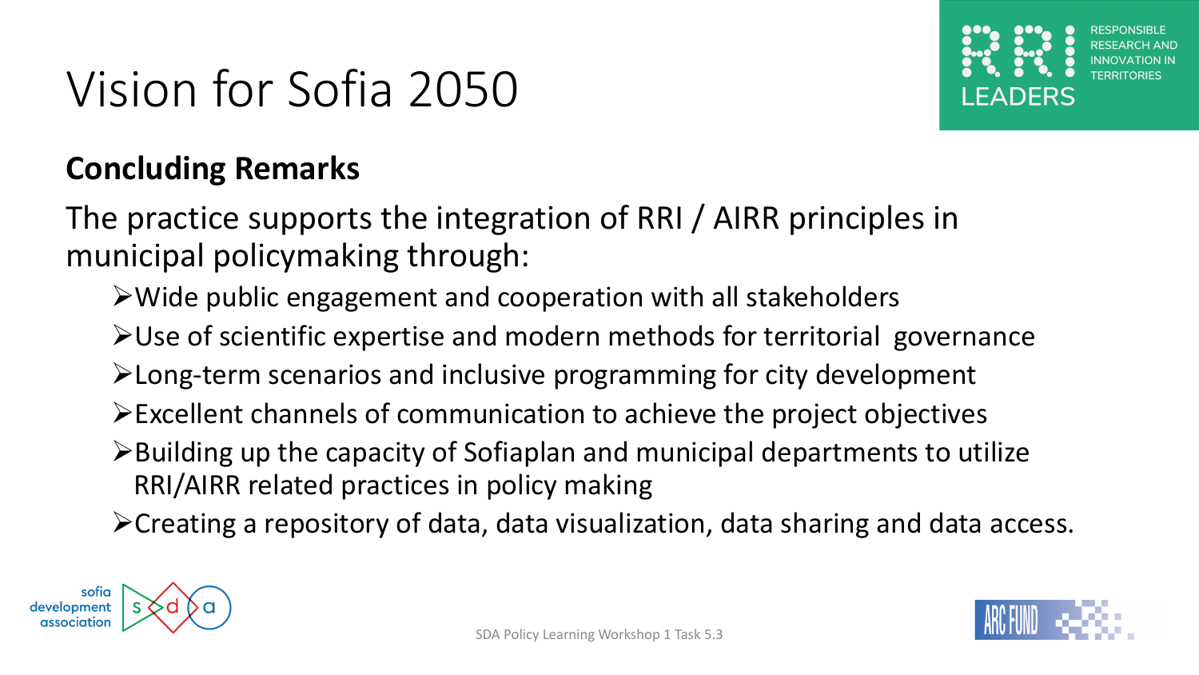# Vision for Sofia 2050

## Concluding Remarks

The practice supports the integration of RRI / AIRR principles in municipal policymaking through:

- Wide public engagement and cooperation with all stakeholders
- Use of scientific expertise and modern methods for territorial governance
- Long-term scenarios and inclusive programming for city development
- Excellent channels of communication to achieve the project objectives
- Building up the capacity of Sofiaplan and municipal departments to utilize RRI/AIRR related practices in policy making
- Creating a repository of data, data visualization, data sharing and data access.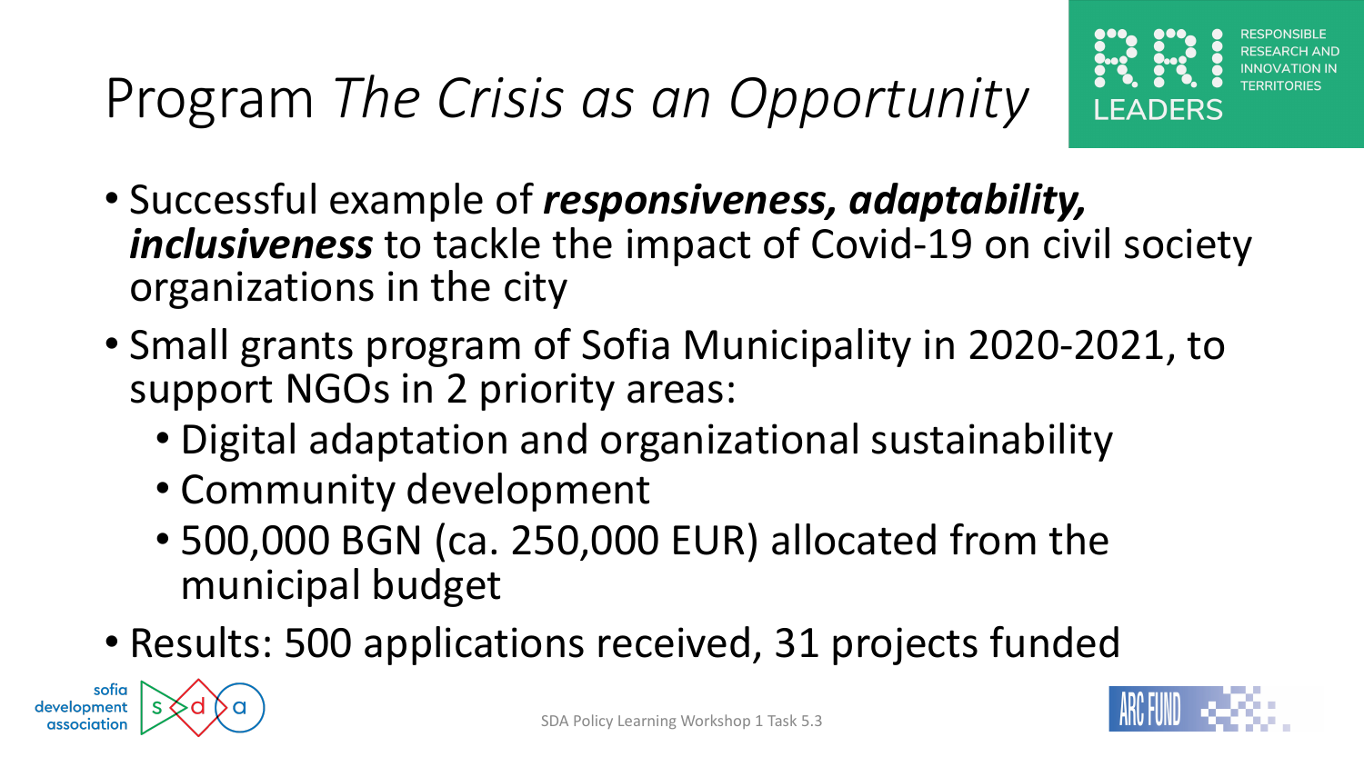# Program *The Crisis as an Opportunity*

- Successful example of ***responsiveness, adaptability, inclusiveness*** to tackle the impact of Covid-19 on civil society organizations in the city
- Small grants program of Sofia Municipality in 2020-2021, to support NGOs in 2 priority areas:
  - Digital adaptation and organizational sustainability
  - Community development
  - 500,000 BGN (ca. 250,000 EUR) allocated from the municipal budget
- Results: 500 applications received, 31 projects funded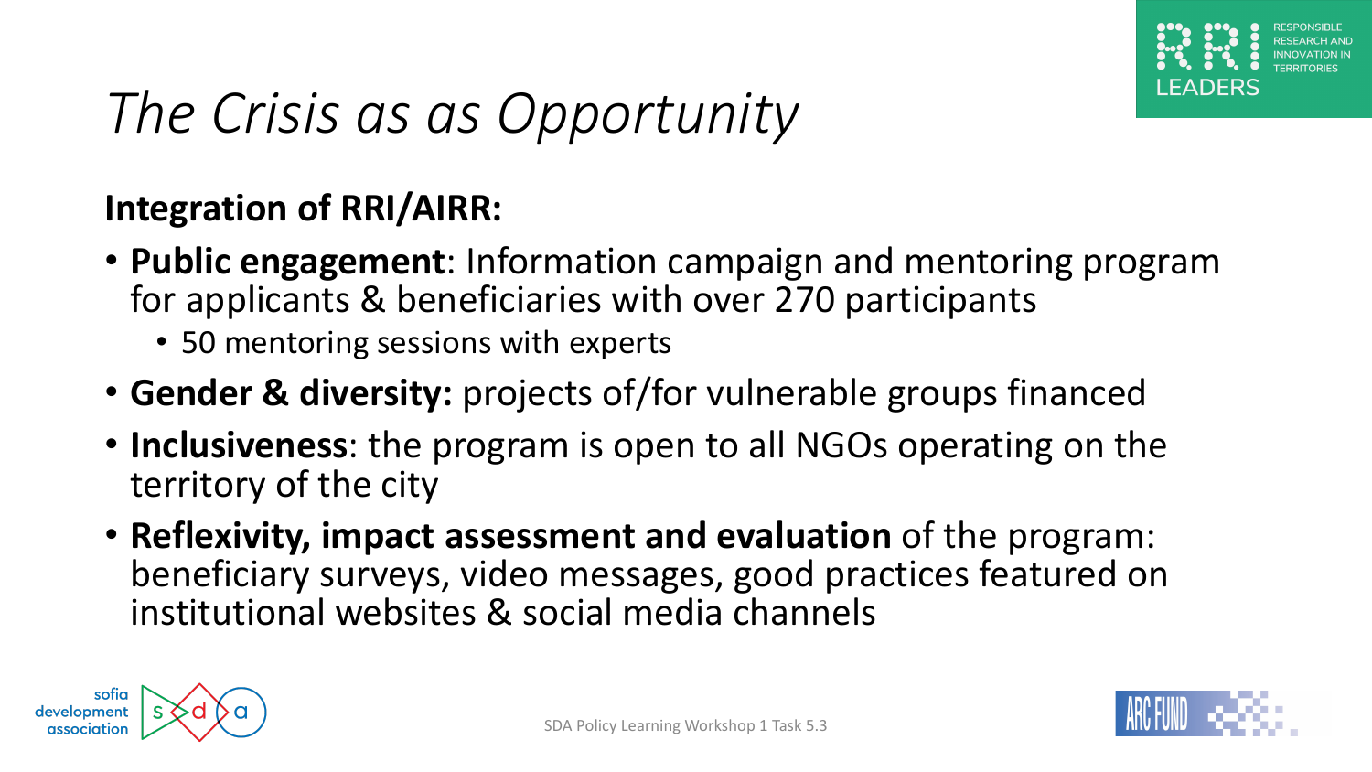# *The Crisis as as Opportunity*

**Integration of RRI/AIRR:**

- **Public engagement**: Information campaign and mentoring program for applicants & beneficiaries with over 270 participants
  - 50 mentoring sessions with experts
- **Gender & diversity:** projects of/for vulnerable groups financed
- **Inclusiveness**: the program is open to all NGOs operating on the territory of the city
- **Reflexivity, impact assessment and evaluation** of the program: beneficiary surveys, video messages, good practices featured on institutional websites & social media channels